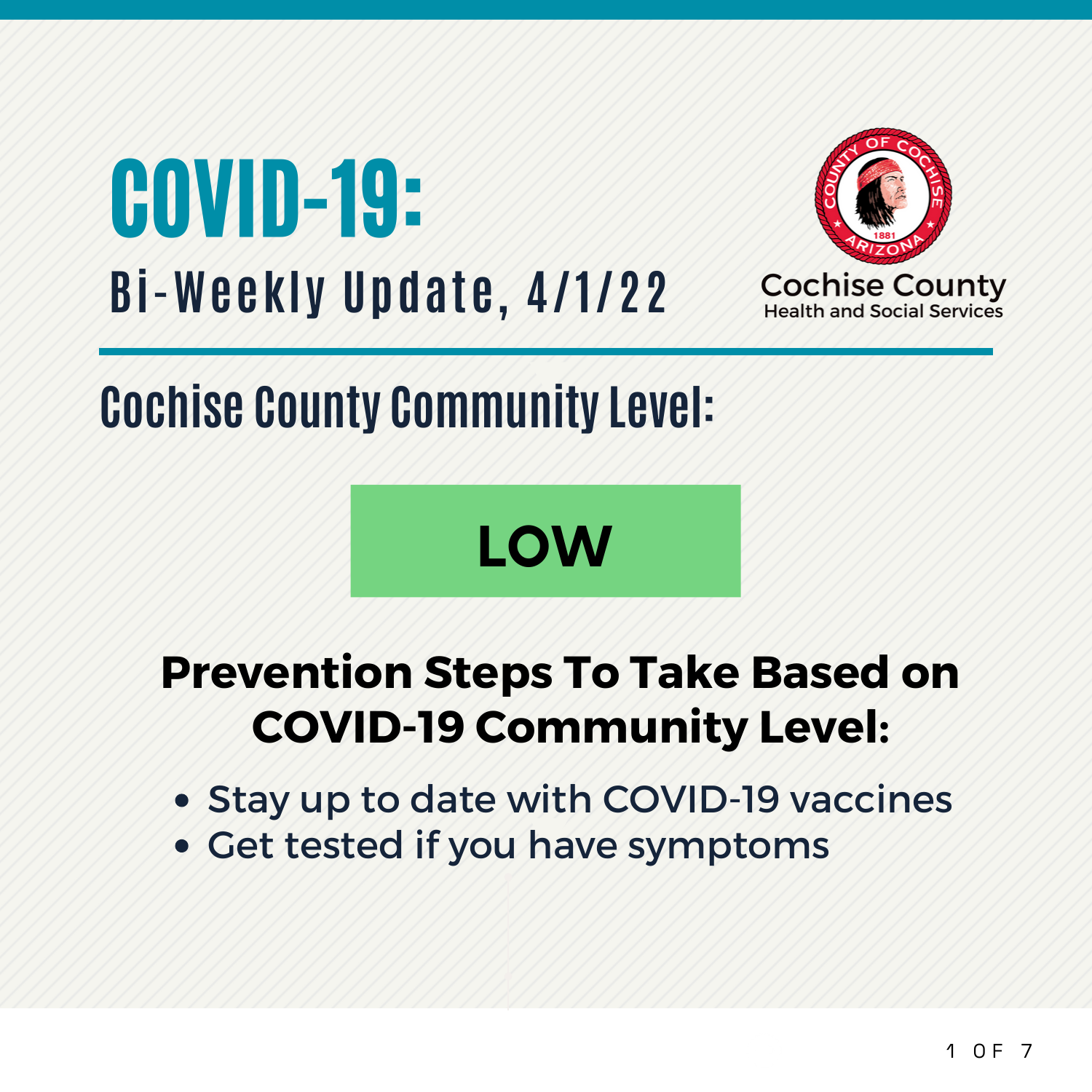# COVID-19:

## Bi-Weekly Update, 4/1/22

Cochise County
Health and Social Services

## Cochise County Community Level:

**LOW**

### Prevention Steps To Take Based on COVID-19 Community Level:

- Stay up to date with COVID-19 vaccines
- Get tested if you have symptoms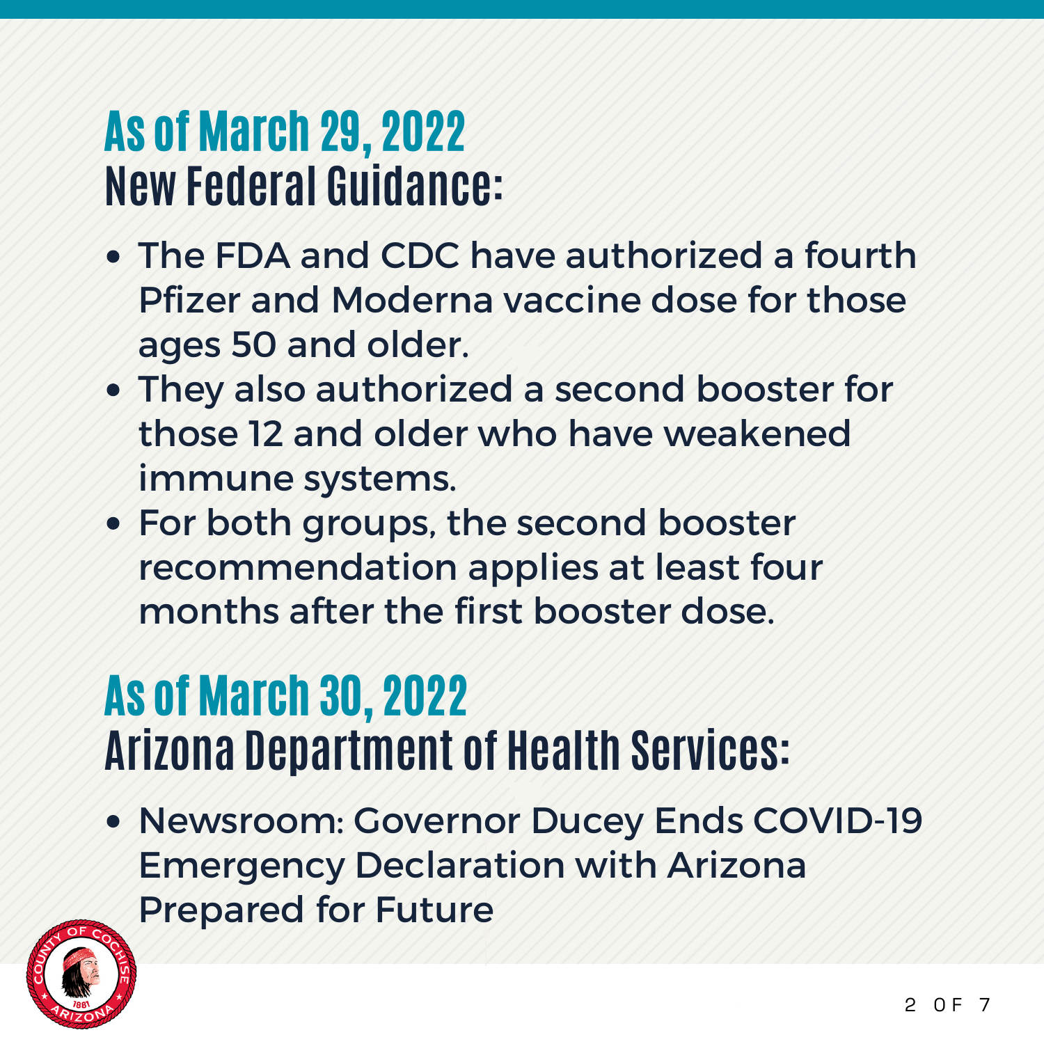## As of March 29, 2022

## New Federal Guidance:

- The FDA and CDC have authorized a fourth Pfizer and Moderna vaccine dose for those ages 50 and older.
- They also authorized a second booster for those 12 and older who have weakened immune systems.
- For both groups, the second booster recommendation applies at least four months after the first booster dose.

## As of March 30, 2022

## Arizona Department of Health Services:

- Newsroom: Governor Ducey Ends COVID-19 Emergency Declaration with Arizona Prepared for Future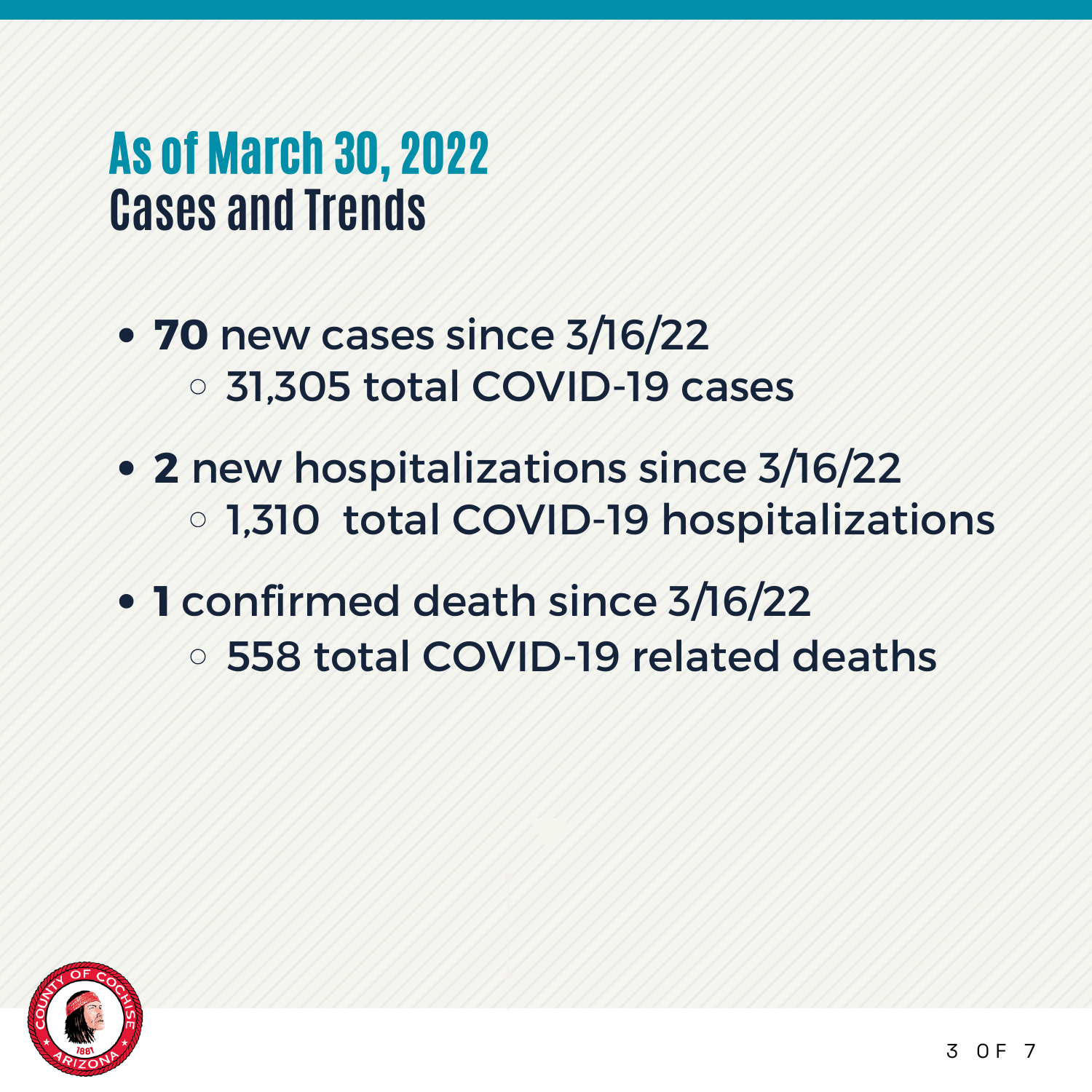# As of March 30, 2022
## Cases and Trends

- **70** new cases since 3/16/22
  - 31,305 total COVID-19 cases
- **2** new hospitalizations since 3/16/22
  - 1,310 total COVID-19 hospitalizations
- **1** confirmed death since 3/16/22
  - 558 total COVID-19 related deaths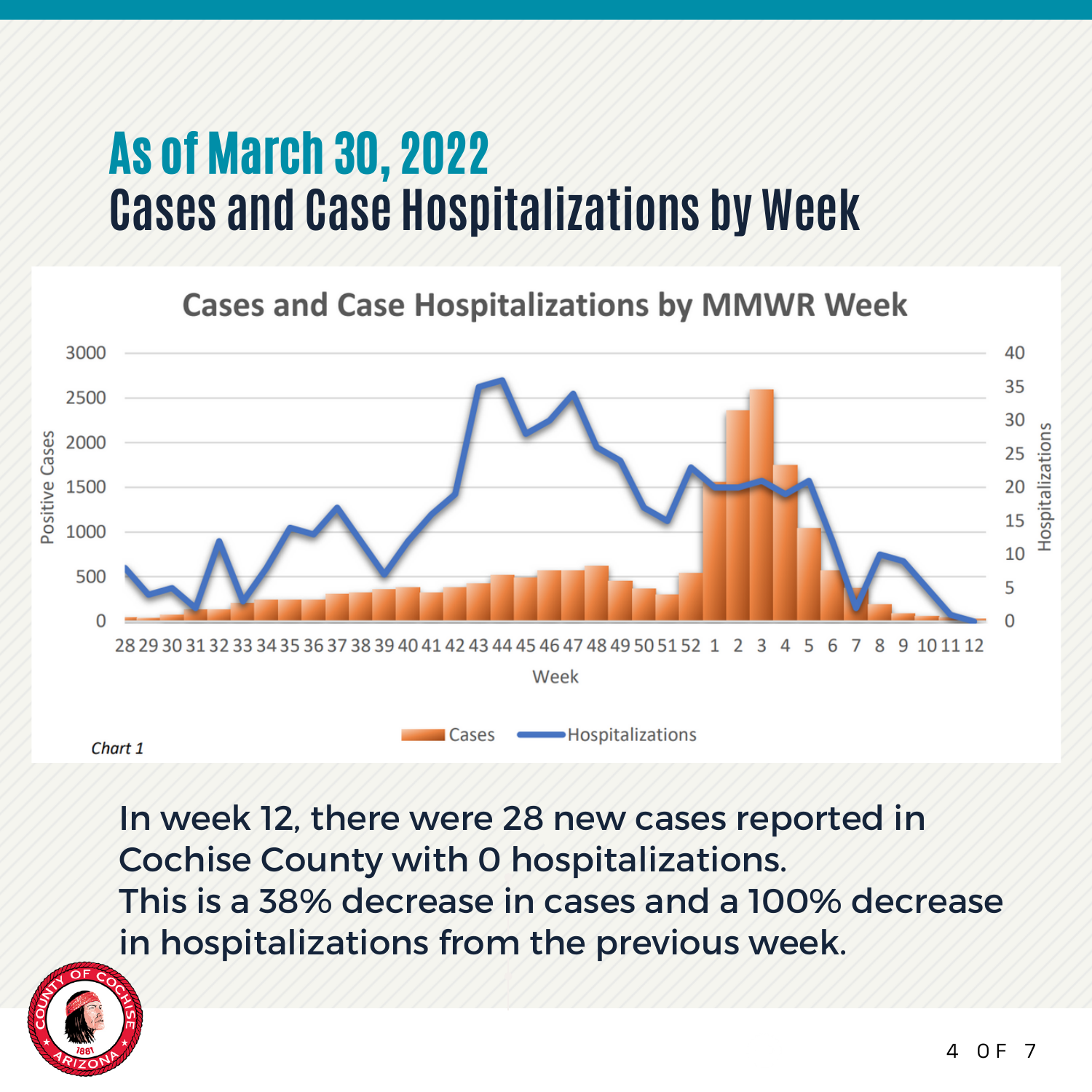# As of March 30, 2022

## Cases and Case Hospitalizations by Week

Cases and Case Hospitalizations by MMWR Week

*Chart 1*

In week 12, there were 28 new cases reported in Cochise County with 0 hospitalizations.
This is a 38% decrease in cases and a 100% decrease in hospitalizations from the previous week.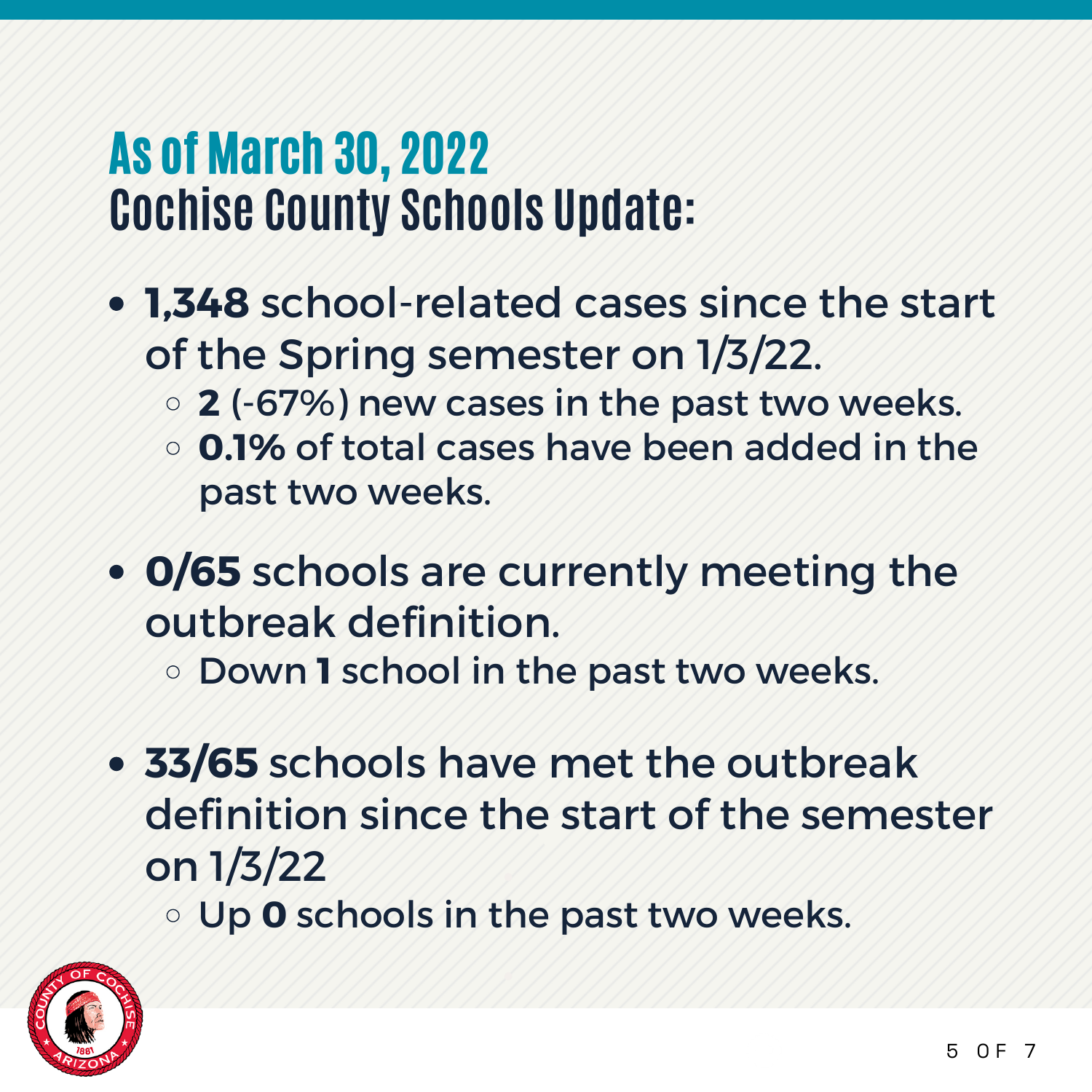# As of March 30, 2022
## Cochise County Schools Update:

- **1,348** school-related cases since the start of the Spring semester on 1/3/22.
  - **2** (-67%) new cases in the past two weeks.
  - **0.1%** of total cases have been added in the past two weeks.
- **0/65** schools are currently meeting the outbreak definition.
  - Down **1** school in the past two weeks.
- **33/65** schools have met the outbreak definition since the start of the semester on 1/3/22
  - Up **0** schools in the past two weeks.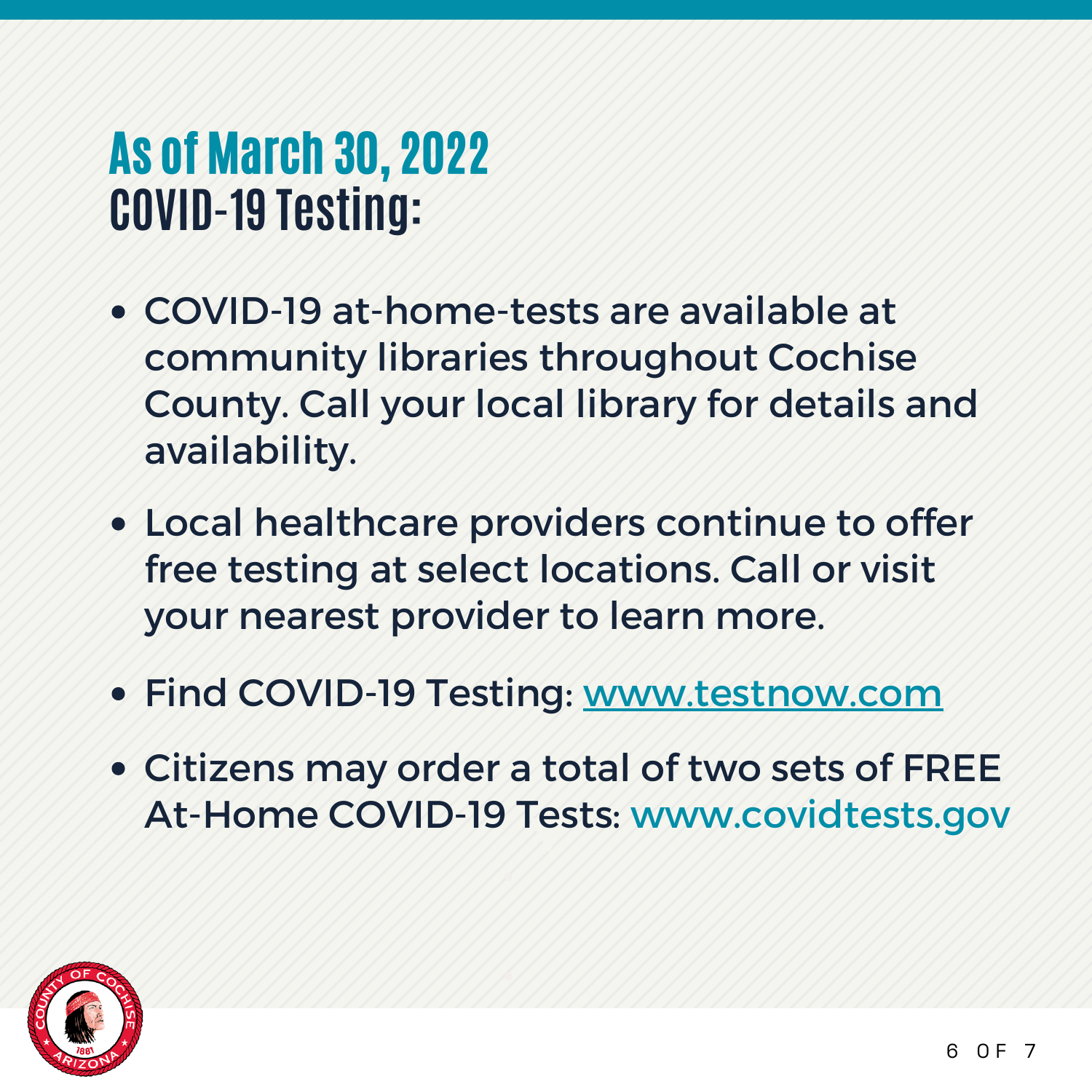# As of March 30, 2022
# COVID-19 Testing:

- COVID-19 at-home-tests are available at community libraries throughout Cochise County. Call your local library for details and availability.
- Local healthcare providers continue to offer free testing at select locations. Call or visit your nearest provider to learn more.
- Find COVID-19 Testing: www.testnow.com
- Citizens may order a total of two sets of FREE At-Home COVID-19 Tests: www.covidtests.gov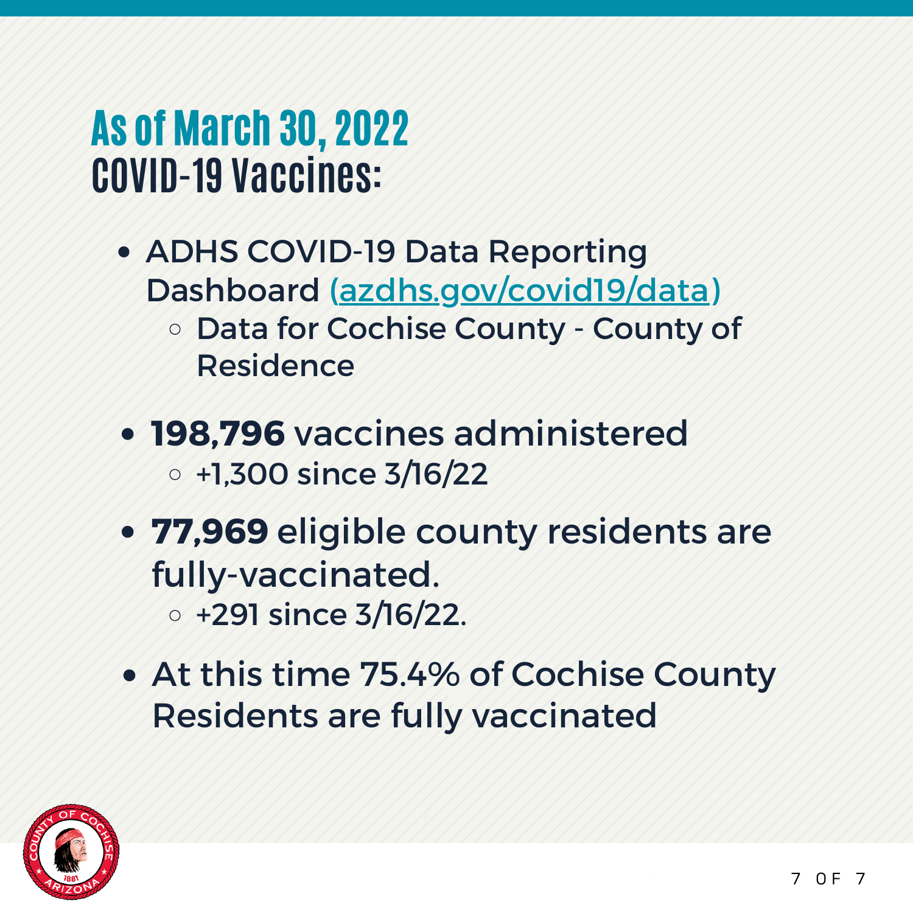# As of March 30, 2022
# COVID-19 Vaccines:

- ADHS COVID-19 Data Reporting Dashboard (azdhs.gov/covid19/data)
    - Data for Cochise County - County of Residence
- **198,796** vaccines administered
    - +1,300 since 3/16/22
- **77,969** eligible county residents are fully-vaccinated.
    - +291 since 3/16/22.
- At this time 75.4% of Cochise County Residents are fully vaccinated